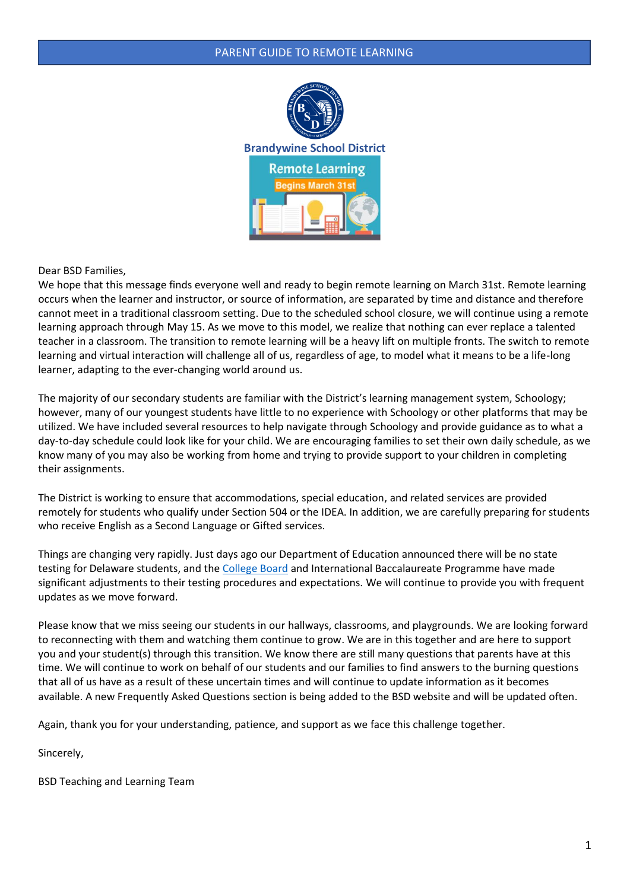# PARENT GUIDE TO REMOTE LEARNING

**Brandywine School District**

Remote Learning

Begins March 31st

Dear BSD Families,

We hope that this message finds everyone well and ready to begin remote learning on March 31st. Remote learning occurs when the learner and instructor, or source of information, are separated by time and distance and therefore cannot meet in a traditional classroom setting. Due to the scheduled school closure, we will continue using a remote learning approach through May 15. As we move to this model, we realize that nothing can ever replace a talented teacher in a classroom. The transition to remote learning will be a heavy lift on multiple fronts. The switch to remote learning and virtual interaction will challenge all of us, regardless of age, to model what it means to be a life-long learner, adapting to the ever-changing world around us.

The majority of our secondary students are familiar with the District's learning management system, Schoology; however, many of our youngest students have little to no experience with Schoology or other platforms that may be utilized. We have included several resources to help navigate through Schoology and provide guidance as to what a day-to-day schedule could look like for your child. We are encouraging families to set their own daily schedule, as we know many of you may also be working from home and trying to provide support to your children in completing their assignments.

The District is working to ensure that accommodations, special education, and related services are provided remotely for students who qualify under Section 504 or the IDEA. In addition, we are carefully preparing for students who receive English as a Second Language or Gifted services.

Things are changing very rapidly. Just days ago our Department of Education announced there will be no state testing for Delaware students, and the College Board and International Baccalaureate Programme have made significant adjustments to their testing procedures and expectations. We will continue to provide you with frequent updates as we move forward.

Please know that we miss seeing our students in our hallways, classrooms, and playgrounds. We are looking forward to reconnecting with them and watching them continue to grow. We are in this together and are here to support you and your student(s) through this transition. We know there are still many questions that parents have at this time. We will continue to work on behalf of our students and our families to find answers to the burning questions that all of us have as a result of these uncertain times and will continue to update information as it becomes available. A new Frequently Asked Questions section is being added to the BSD website and will be updated often.

Again, thank you for your understanding, patience, and support as we face this challenge together.

Sincerely,

BSD Teaching and Learning Team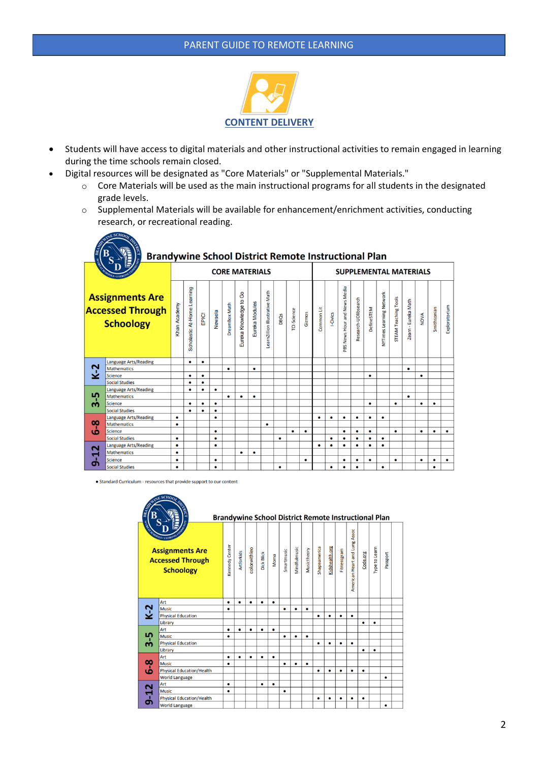# PARENT GUIDE TO REMOTE LEARNING

## CONTENT DELIVERY

- Students will have access to digital materials and other instructional activities to remain engaged in learning during the time schools remain closed.
- Digital resources will be designated as "Core Materials" or "Supplemental Materials."
  - Core Materials will be used as the main instructional programs for all students in the designated grade levels.
  - Supplemental Materials will be available for enhancement/enrichment activities, conducting research, or recreational reading.

### Brandywine School District Remote Instructional Plan

**Assignments Are Accessed Through Schoology**

| Grade | Subject | CORE MATERIALS: Khan Academy | Scholastic At-Home Learning | EPIC! | Newsela | DreamBox Math | Eureka Knowledge to Go | Eureka Modules | LearnZillion Illustrative Math | DBQs | TCI-Science | Gizmos | SUPPLEMENTAL MATERIALS: Common Lit | I-Civics | PBS News Hour and News Media | Research-UDIIsearch | DefinedSTEM | NYTimes Learning Network | STEAM Teaching Tools | Zearn - Eureka Math | NOVA | Smithsonian | Exploratorium |
|---|---|---|---|---|---|---|---|---|---|---|---|---|---|---|---|---|---|---|---|---|---|---|---|
| K-2 | Language Arts/Reading | | • | • | | | | | | | | | | | | | | | | | | | |
| K-2 | Mathematics | | | | | • | | • | | | | | | | | | | | | • | | | |
| K-2 | Science | | • | • | | | | | | | | | | | | | • | | | | • | | |
| K-2 | Social Studies | | • | • | | | | | | | | | | | | | | | | | | | |
| 3-5 | Language Arts/Reading | | • | • | • | | | | | | | | | | | | | | | | | | |
| 3-5 | Mathematics | | | | | • | • | • | | | | | | | | | | | | • | | | |
| 3-5 | Science | | • | • | • | | | | | | | | | | | | • | | • | | • | • | |
| 3-5 | Social Studies | | • | • | • | | | | | | | | | | | | | | | | | | |
| 6-8 | Language Arts/Reading | • | | | • | | | | | | | | • | • | • | • | • | • | | | | | |
| 6-8 | Mathematics | • | | | | | | | • | | | | | | | | | | | | | | |
| 6-8 | Science | | | | • | | | | | | • | • | | | • | • | • | | • | | • | • | • |
| 6-8 | Social Studies | • | | | • | | | | | • | | | | • | • | • | • | • | | | | | |
| 9-12 | Language Arts/Reading | • | | | • | | | | | | | | • | • | • | • | • | • | | | | | |
| 9-12 | Mathematics | • | | | | | • | • | | | | | | | | | | | | | | | |
| 9-12 | Science | • | | | • | | | | | | | • | | | • | • | • | | • | | • | • | • |
| 9-12 | Social Studies | • | | | • | | | | | • | | | | • | • | • | | • | | | | • | |

• Standard Curriculum - resources that provide support to our content

### Brandywine School District Remote Instructional Plan

**Assignments Are Accessed Through Schoology**

| Grade | Subject | Kennedy Center | Artforkids | colorwithleo | Dick Blick | Moma | Smartmusic | Mindfulmusic | Musictheory | Shapeamerica | Kidshealth.org | Fitnessgram | American Heart and Lung Assoc | Code.org | Type to Learn | Passport |
|---|---|---|---|---|---|---|---|---|---|---|---|---|---|---|---|---|
| K-2 | Art | • | • | • | • | • | | | | | | | | | | |
| K-2 | Music | • | | | | | • | • | • | | | | | | | |
| K-2 | Physical Education | | | | | | | | | • | • | • | • | | | |
| K-2 | Library | | | | | | | | | | | | | • | • | |
| 3-5 | Art | • | • | • | • | • | | | | | | | | | | |
| 3-5 | Music | • | | | | | • | • | • | | | | | | | |
| 3-5 | Physical Education | | | | | | | | | • | • | • | • | | | |
| 3-5 | Library | | | | | | | | | | | | | • | • | |
| 6-8 | Art | • | • | • | • | • | | | | | | | | | | |
| 6-8 | Music | • | | | | | • | • | • | | | | | | | |
| 6-8 | Physical Education/Health | | | | | | | | | • | • | • | • | • | | |
| 6-8 | World Language | | | | | | | | | | | | | | | • |
| 9-12 | Art | • | | | • | • | | | | | | | | | | |
| 9-12 | Music | • | | | | | • | | | | | | | | | |
| 9-12 | Physical Education/Health | | | | | | | | | • | • | • | • | • | | |
| 9-12 | World Language | | | | | | | | | | | | | | | • |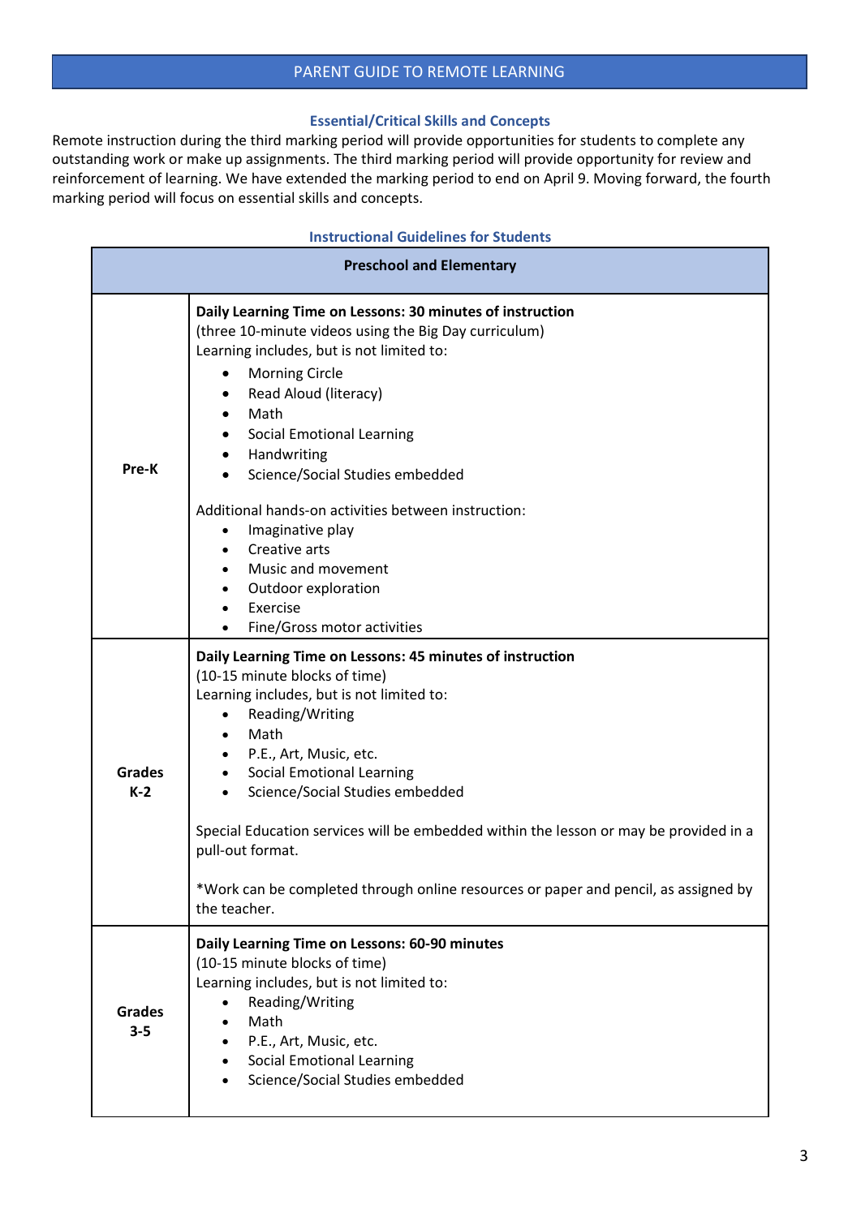## PARENT GUIDE TO REMOTE LEARNING

### Essential/Critical Skills and Concepts

Remote instruction during the third marking period will provide opportunities for students to complete any outstanding work or make up assignments. The third marking period will provide opportunity for review and reinforcement of learning. We have extended the marking period to end on April 9. Moving forward, the fourth marking period will focus on essential skills and concepts.

### Instructional Guidelines for Students

| Preschool and Elementary | |
|---|---|
| **Pre-K** | **Daily Learning Time on Lessons: 30 minutes of instruction**<br>(three 10-minute videos using the Big Day curriculum)<br>Learning includes, but is not limited to:<br>• Morning Circle<br>• Read Aloud (literacy)<br>• Math<br>• Social Emotional Learning<br>• Handwriting<br>• Science/Social Studies embedded<br><br>Additional hands-on activities between instruction:<br>• Imaginative play<br>• Creative arts<br>• Music and movement<br>• Outdoor exploration<br>• Exercise<br>• Fine/Gross motor activities |
| **Grades K-2** | **Daily Learning Time on Lessons: 45 minutes of instruction**<br>(10-15 minute blocks of time)<br>Learning includes, but is not limited to:<br>• Reading/Writing<br>• Math<br>• P.E., Art, Music, etc.<br>• Social Emotional Learning<br>• Science/Social Studies embedded<br><br>Special Education services will be embedded within the lesson or may be provided in a pull-out format.<br><br>*Work can be completed through online resources or paper and pencil, as assigned by the teacher. |
| **Grades 3-5** | **Daily Learning Time on Lessons: 60-90 minutes**<br>(10-15 minute blocks of time)<br>Learning includes, but is not limited to:<br>• Reading/Writing<br>• Math<br>• P.E., Art, Music, etc.<br>• Social Emotional Learning<br>• Science/Social Studies embedded |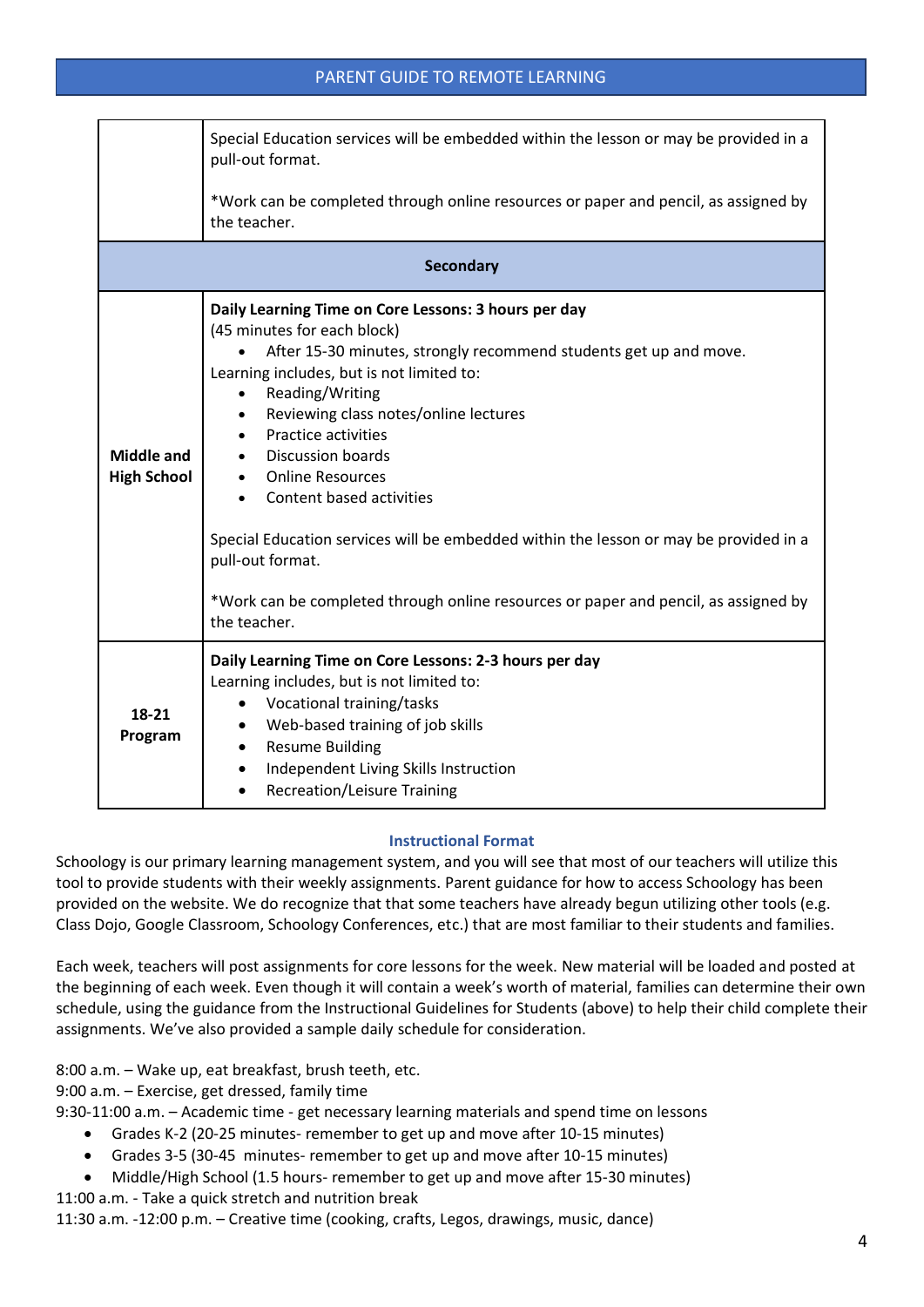| | |
|---|---|
| | Special Education services will be embedded within the lesson or may be provided in a pull-out format.<br><br>*Work can be completed through online resources or paper and pencil, as assigned by the teacher. |
| **Secondary** | |
| **Middle and High School** | **Daily Learning Time on Core Lessons: 3 hours per day**<br>(45 minutes for each block)<br>• After 15-30 minutes, strongly recommend students get up and move.<br>Learning includes, but is not limited to:<br>• Reading/Writing<br>• Reviewing class notes/online lectures<br>• Practice activities<br>• Discussion boards<br>• Online Resources<br>• Content based activities<br><br>Special Education services will be embedded within the lesson or may be provided in a pull-out format.<br><br>*Work can be completed through online resources or paper and pencil, as assigned by the teacher. |
| **18-21 Program** | **Daily Learning Time on Core Lessons: 2-3 hours per day**<br>Learning includes, but is not limited to:<br>• Vocational training/tasks<br>• Web-based training of job skills<br>• Resume Building<br>• Independent Living Skills Instruction<br>• Recreation/Leisure Training |

### Instructional Format

Schoology is our primary learning management system, and you will see that most of our teachers will utilize this tool to provide students with their weekly assignments. Parent guidance for how to access Schoology has been provided on the website. We do recognize that that some teachers have already begun utilizing other tools (e.g. Class Dojo, Google Classroom, Schoology Conferences, etc.) that are most familiar to their students and families.

Each week, teachers will post assignments for core lessons for the week. New material will be loaded and posted at the beginning of each week. Even though it will contain a week's worth of material, families can determine their own schedule, using the guidance from the Instructional Guidelines for Students (above) to help their child complete their assignments. We've also provided a sample daily schedule for consideration.

8:00 a.m. – Wake up, eat breakfast, brush teeth, etc.
9:00 a.m. – Exercise, get dressed, family time
9:30-11:00 a.m. – Academic time - get necessary learning materials and spend time on lessons

- Grades K-2 (20-25 minutes- remember to get up and move after 10-15 minutes)
- Grades 3-5 (30-45 minutes- remember to get up and move after 10-15 minutes)
- Middle/High School (1.5 hours- remember to get up and move after 15-30 minutes)

11:00 a.m. - Take a quick stretch and nutrition break
11:30 a.m. -12:00 p.m. – Creative time (cooking, crafts, Legos, drawings, music, dance)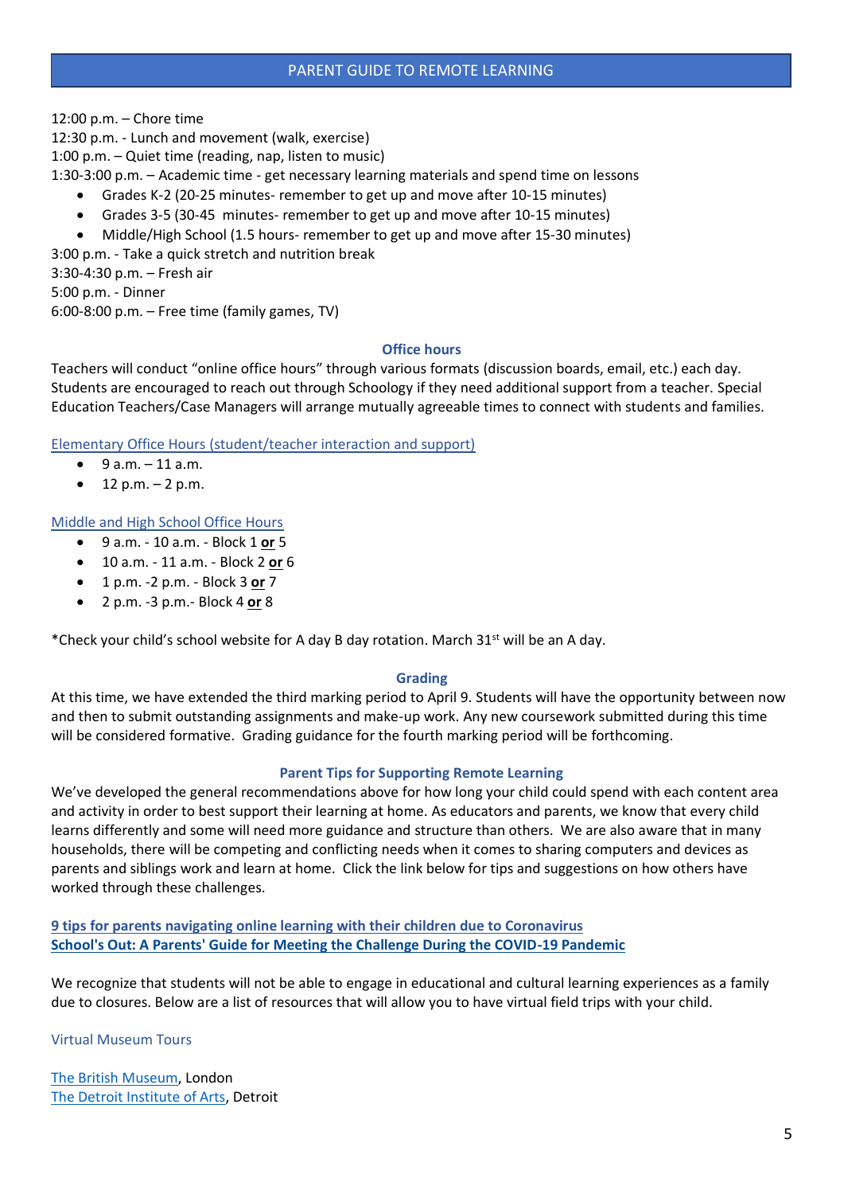12:00 p.m. – Chore time
12:30 p.m. - Lunch and movement (walk, exercise)
1:00 p.m. – Quiet time (reading, nap, listen to music)
1:30-3:00 p.m. – Academic time - get necessary learning materials and spend time on lessons

- Grades K-2 (20-25 minutes- remember to get up and move after 10-15 minutes)
- Grades 3-5 (30-45 minutes- remember to get up and move after 10-15 minutes)
- Middle/High School (1.5 hours- remember to get up and move after 15-30 minutes)

3:00 p.m. - Take a quick stretch and nutrition break
3:30-4:30 p.m. – Fresh air
5:00 p.m. - Dinner
6:00-8:00 p.m. – Free time (family games, TV)

## Office hours

Teachers will conduct "online office hours" through various formats (discussion boards, email, etc.) each day. Students are encouraged to reach out through Schoology if they need additional support from a teacher. Special Education Teachers/Case Managers will arrange mutually agreeable times to connect with students and families.

Elementary Office Hours (student/teacher interaction and support)

- 9 a.m. – 11 a.m.
- 12 p.m. – 2 p.m.

Middle and High School Office Hours

- 9 a.m. - 10 a.m. - Block 1 **or** 5
- 10 a.m. - 11 a.m. - Block 2 **or** 6
- 1 p.m. -2 p.m. - Block 3 **or** 7
- 2 p.m. -3 p.m.- Block 4 **or** 8

*Check your child's school website for A day B day rotation. March 31st will be an A day.

## Grading

At this time, we have extended the third marking period to April 9. Students will have the opportunity between now and then to submit outstanding assignments and make-up work. Any new coursework submitted during this time will be considered formative. Grading guidance for the fourth marking period will be forthcoming.

## Parent Tips for Supporting Remote Learning

We've developed the general recommendations above for how long your child could spend with each content area and activity in order to best support their learning at home. As educators and parents, we know that every child learns differently and some will need more guidance and structure than others. We are also aware that in many households, there will be competing and conflicting needs when it comes to sharing computers and devices as parents and siblings work and learn at home. Click the link below for tips and suggestions on how others have worked through these challenges.

**9 tips for parents navigating online learning with their children due to Coronavirus**
**School's Out: A Parents' Guide for Meeting the Challenge During the COVID-19 Pandemic**

We recognize that students will not be able to engage in educational and cultural learning experiences as a family due to closures. Below are a list of resources that will allow you to have virtual field trips with your child.

Virtual Museum Tours

The British Museum, London
The Detroit Institute of Arts, Detroit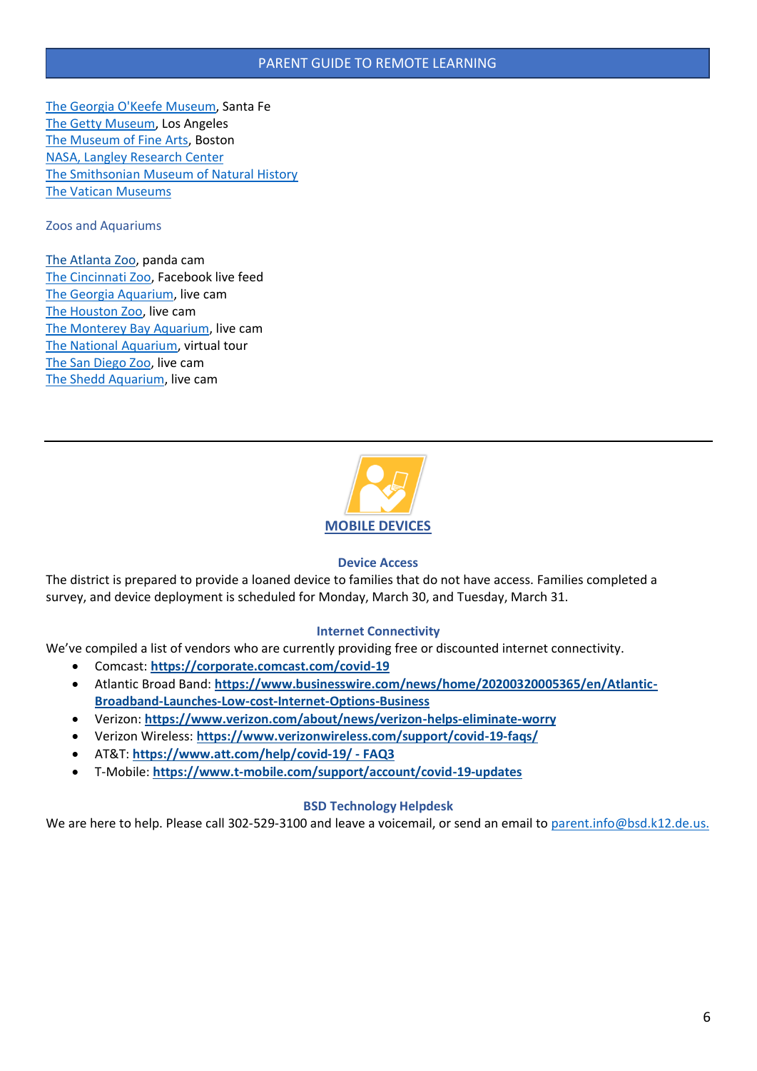The Georgia O'Keefe Museum, Santa Fe
The Getty Museum, Los Angeles
The Museum of Fine Arts, Boston
NASA, Langley Research Center
The Smithsonian Museum of Natural History
The Vatican Museums

### Zoos and Aquariums

The Atlanta Zoo, panda cam
The Cincinnati Zoo, Facebook live feed
The Georgia Aquarium, live cam
The Houston Zoo, live cam
The Monterey Bay Aquarium, live cam
The National Aquarium, virtual tour
The San Diego Zoo, live cam
The Shedd Aquarium, live cam

---

## MOBILE DEVICES

### Device Access

The district is prepared to provide a loaned device to families that do not have access. Families completed a survey, and device deployment is scheduled for Monday, March 30, and Tuesday, March 31.

### Internet Connectivity

We've compiled a list of vendors who are currently providing free or discounted internet connectivity.

- Comcast: **https://corporate.comcast.com/covid-19**
- Atlantic Broad Band: **https://www.businesswire.com/news/home/20200320005365/en/Atlantic-Broadband-Launches-Low-cost-Internet-Options-Business**
- Verizon: **https://www.verizon.com/about/news/verizon-helps-eliminate-worry**
- Verizon Wireless: **https://www.verizonwireless.com/support/covid-19-faqs/**
- AT&T: **https://www.att.com/help/covid-19/ - FAQ3**
- T-Mobile: **https://www.t-mobile.com/support/account/covid-19-updates**

### BSD Technology Helpdesk

We are here to help. Please call 302-529-3100 and leave a voicemail, or send an email to parent.info@bsd.k12.de.us.